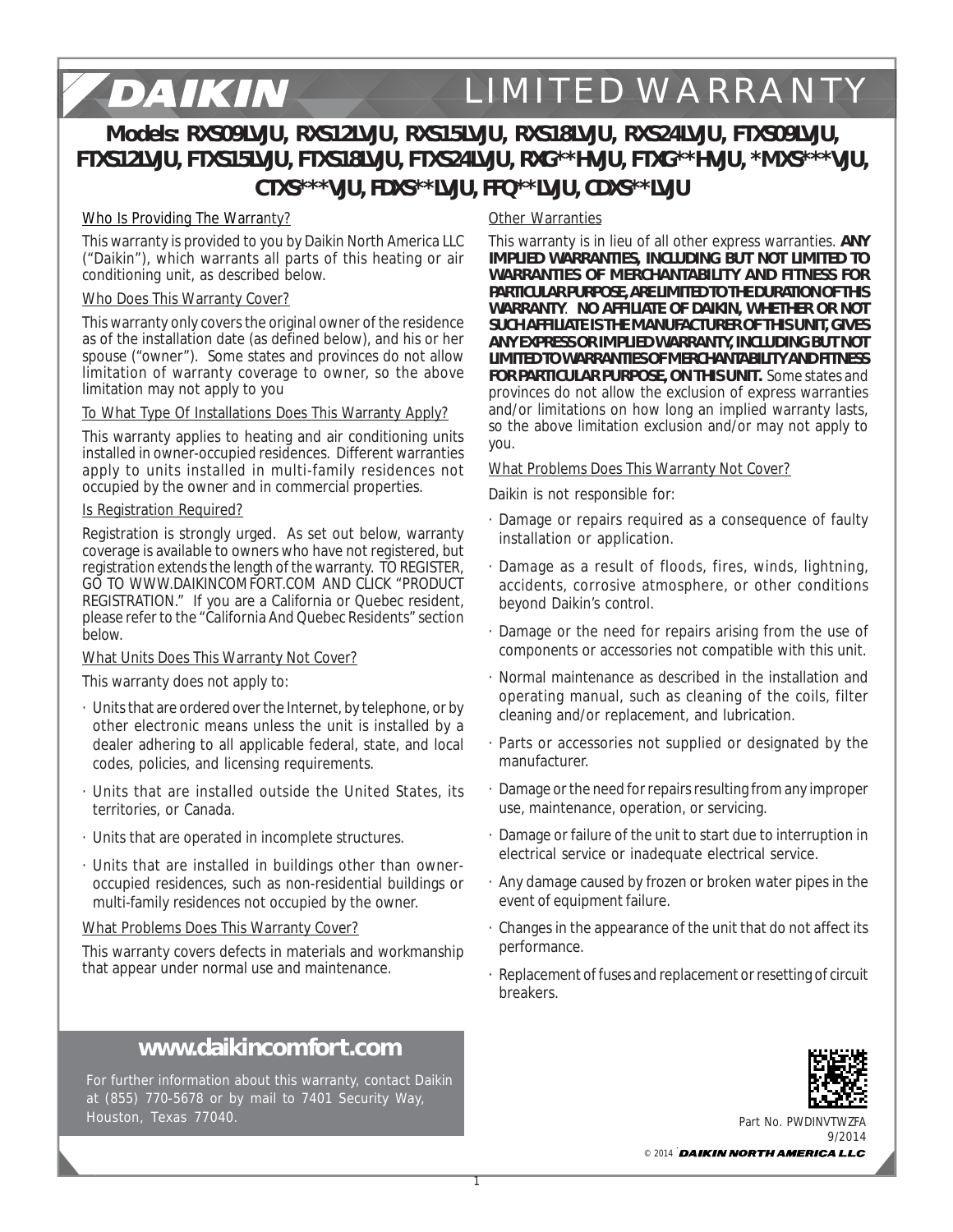# DAIKIN LIMITED WARRANTY

## Models: RXS09LVJU, RXS12LVJU, RXS15LVJU, RXS18LVJU, RXS24LVJU, FTXS09LVJU, FTXS12LVJU, FTXS15LVJU, FTXS18LVJU, FTXS24LVJU, RXG**HVJU, FTXG**HVJU, *MXS***VJU, CTXS***VJU, FDXS**LVJU, FFQ**LVJU, CDXS**LVJU

### Who Is Providing The Warranty?

This warranty is provided to you by Daikin North America LLC ("Daikin"), which warrants all parts of this heating or air conditioning unit, as described below.

### Who Does This Warranty Cover?

This warranty only covers the original owner of the residence as of the installation date (as defined below), and his or her spouse ("owner"). Some states and provinces do not allow limitation of warranty coverage to owner, so the above limitation may not apply to you

### To What Type Of Installations Does This Warranty Apply?

This warranty applies to heating and air conditioning units installed in owner-occupied residences. Different warranties apply to units installed in multi-family residences not occupied by the owner and in commercial properties.

### Is Registration Required?

Registration is strongly urged. As set out below, warranty coverage is available to owners who have not registered, but registration extends the length of the warranty. TO REGISTER, GO TO WWW.DAIKINCOMFORT.COM AND CLICK "PRODUCT REGISTRATION." If you are a California or Quebec resident, please refer to the "California And Quebec Residents" section below.

### What Units Does This Warranty Not Cover?

This warranty does not apply to:

- Units that are ordered over the Internet, by telephone, or by other electronic means unless the unit is installed by a dealer adhering to all applicable federal, state, and local codes, policies, and licensing requirements.
- Units that are installed outside the United States, its territories, or Canada.
- Units that are operated in incomplete structures.
- Units that are installed in buildings other than owner-occupied residences, such as non-residential buildings or multi-family residences not occupied by the owner.

### What Problems Does This Warranty Cover?

This warranty covers defects in materials and workmanship that appear under normal use and maintenance.

### Other Warranties

This warranty is in lieu of all other express warranties. **ANY IMPLIED WARRANTIES, INCLUDING BUT NOT LIMITED TO WARRANTIES OF MERCHANTABILITY AND FITNESS FOR PARTICULAR PURPOSE, ARE LIMITED TO THE DURATION OF THIS WARRANTY**. **NO AFFILIATE OF DAIKIN, WHETHER OR NOT SUCH AFFILIATE IS THE MANUFACTURER OF THIS UNIT, GIVES ANY EXPRESS OR IMPLIED WARRANTY, INCLUDING BUT NOT LIMITED TO WARRANTIES OF MERCHANTABILITY AND FITNESS FOR PARTICULAR PURPOSE, ON THIS UNIT.** Some states and provinces do not allow the exclusion of express warranties and/or limitations on how long an implied warranty lasts, so the above limitation exclusion and/or may not apply to you.

### What Problems Does This Warranty Not Cover?

Daikin is not responsible for:

- Damage or repairs required as a consequence of faulty installation or application.
- Damage as a result of floods, fires, winds, lightning, accidents, corrosive atmosphere, or other conditions beyond Daikin's control.
- Damage or the need for repairs arising from the use of components or accessories not compatible with this unit.
- Normal maintenance as described in the installation and operating manual, such as cleaning of the coils, filter cleaning and/or replacement, and lubrication.
- Parts or accessories not supplied or designated by the manufacturer.
- Damage or the need for repairs resulting from any improper use, maintenance, operation, or servicing.
- Damage or failure of the unit to start due to interruption in electrical service or inadequate electrical service.
- Any damage caused by frozen or broken water pipes in the event of equipment failure.
- Changes in the appearance of the unit that do not affect its performance.
- Replacement of fuses and replacement or resetting of circuit breakers.

**www.daikincomfort.com**

For further information about this warranty, contact Daikin at (855) 770-5678 or by mail to 7401 Security Way, Houston, Texas 77040.

Part No. PWDINVTWZFA
9/2014
© 2014 DAIKIN NORTH AMERICA LLC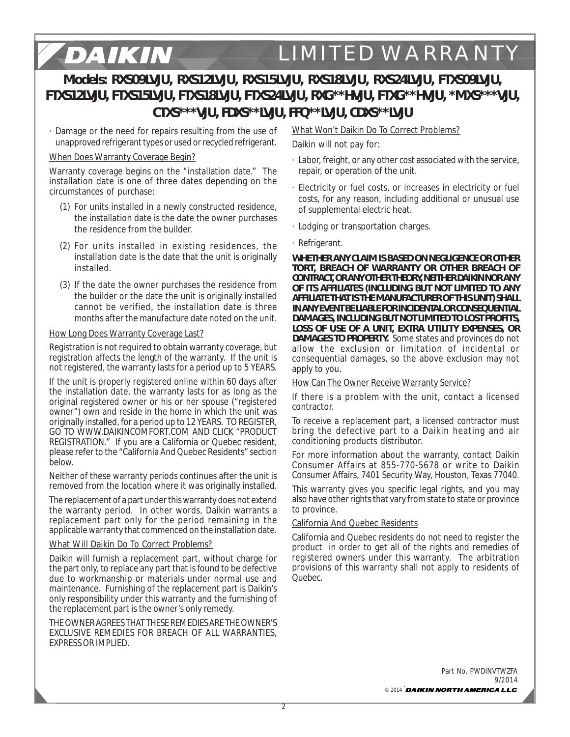# DAIKIN LIMITED WARRANTY

## Models: RXS09LVJU, RXS12LVJU, RXS15LVJU, RXS18LVJU, RXS24LVJU, FTXS09LVJU, FTXS12LVJU, FTXS15LVJU, FTXS18LVJU, FTXS24LVJU, RXG**HVJU, FTXG**HVJU, *MXS***VJU, CTXS***VJU, FDXS**LVJU, FFQ**LVJU, CDXS**LVJU

- Damage or the need for repairs resulting from the use of unapproved refrigerant types or used or recycled refrigerant.

When Does Warranty Coverage Begin?

Warranty coverage begins on the "installation date." The installation date is one of three dates depending on the circumstances of purchase:

(1) For units installed in a newly constructed residence, the installation date is the date the owner purchases the residence from the builder.

(2) For units installed in existing residences, the installation date is the date that the unit is originally installed.

(3) If the date the owner purchases the residence from the builder or the date the unit is originally installed cannot be verified, the installation date is three months after the manufacture date noted on the unit.

How Long Does Warranty Coverage Last?

Registration is not required to obtain warranty coverage, but registration affects the length of the warranty. If the unit is not registered, the warranty lasts for a period up to 5 YEARS.

If the unit is properly registered online within 60 days after the installation date, the warranty lasts for as long as the original registered owner or his or her spouse ("registered owner") own and reside in the home in which the unit was originally installed, for a period up to 12 YEARS. TO REGISTER, GO TO WWW.DAIKINCOMFORT.COM AND CLICK "PRODUCT REGISTRATION." If you are a California or Quebec resident, please refer to the "California And Quebec Residents" section below.

Neither of these warranty periods continues after the unit is removed from the location where it was originally installed.

The replacement of a part under this warranty does not extend the warranty period. In other words, Daikin warrants a replacement part only for the period remaining in the applicable warranty that commenced on the installation date.

What Will Daikin Do To Correct Problems?

Daikin will furnish a replacement part, without charge for the part only, to replace any part that is found to be defective due to workmanship or materials under normal use and maintenance. Furnishing of the replacement part is Daikin's only responsibility under this warranty and the furnishing of the replacement part is the owner's only remedy.

THE OWNER AGREES THAT THESE REMEDIES ARE THE OWNER'S EXCLUSIVE REMEDIES FOR BREACH OF ALL WARRANTIES, EXPRESS OR IMPLIED.

What Won't Daikin Do To Correct Problems?

Daikin will not pay for:

- Labor, freight, or any other cost associated with the service, repair, or operation of the unit.
- Electricity or fuel costs, or increases in electricity or fuel costs, for any reason, including additional or unusual use of supplemental electric heat.
- Lodging or transportation charges.
- Refrigerant.

**WHETHER ANY CLAIM IS BASED ON NEGLIGENCE OR OTHER TORT, BREACH OF WARRANTY OR OTHER BREACH OF CONTRACT, OR ANY OTHER THEORY, NEITHER DAIKIN NOR ANY OF ITS AFFILIATES (INCLUDING BUT NOT LIMITED TO ANY AFFILIATE THAT IS THE MANUFACTURER OF THIS UNIT) SHALL IN ANY EVENT BE LIABLE FOR INCIDENTAL OR CONSEQUENTIAL DAMAGES, INCLUDING BUT NOT LIMITED TO LOST PROFITS, LOSS OF USE OF A UNIT, EXTRA UTILITY EXPENSES, OR DAMAGES TO PROPERTY.** Some states and provinces do not allow the exclusion or limitation of incidental or consequential damages, so the above exclusion may not apply to you.

How Can The Owner Receive Warranty Service?

If there is a problem with the unit, contact a licensed contractor.

To receive a replacement part, a licensed contractor must bring the defective part to a Daikin heating and air conditioning products distributor.

For more information about the warranty, contact Daikin Consumer Affairs at 855-770-5678 or write to Daikin Consumer Affairs, 7401 Security Way, Houston, Texas 77040.

This warranty gives you specific legal rights, and you may also have other rights that vary from state to state or province to province.

California And Quebec Residents

California and Quebec residents do not need to register the product in order to get all of the rights and remedies of registered owners under this warranty. The arbitration provisions of this warranty shall not apply to residents of Quebec.

Part No. PWDINVTWZFA
9/2014
© 2014 DAIKIN NORTH AMERICA LLC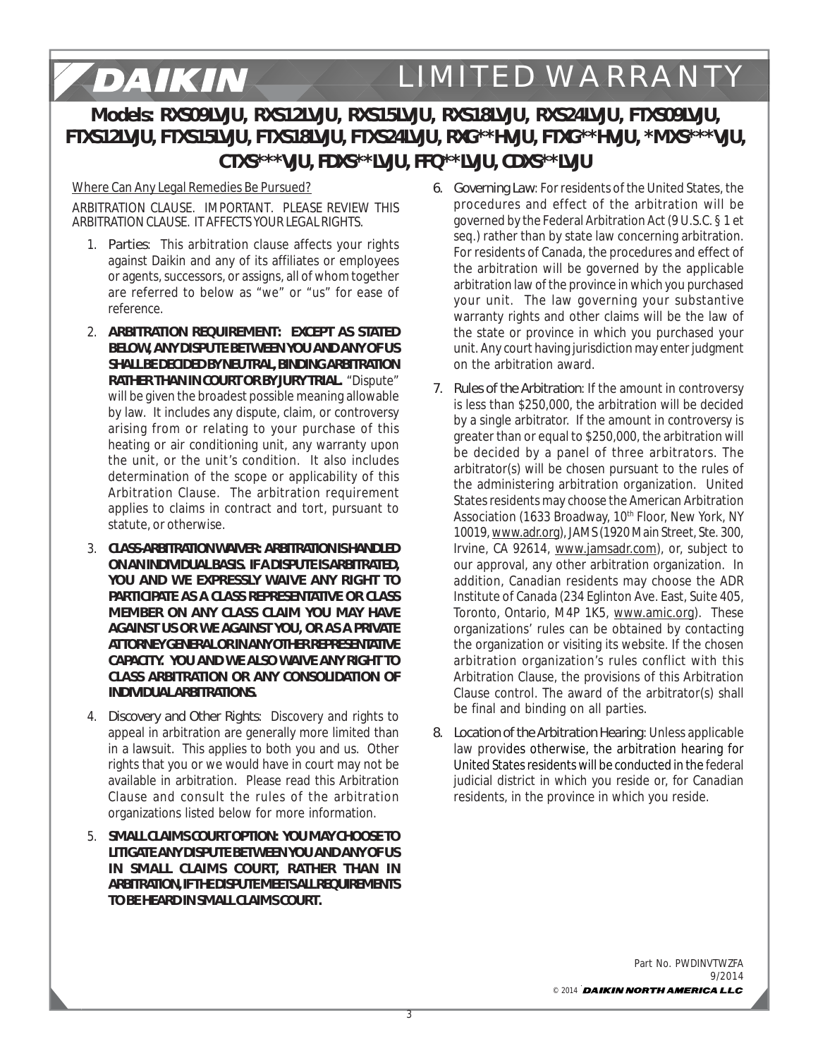# DAIKIN LIMITED WARRANTY

## Models: RXS09LVJU, RXS12LVJU, RXS15LVJU, RXS18LVJU, RXS24LVJU, FTXS09LVJU, FTXS12LVJU, FTXS15LVJU, FTXS18LVJU, FTXS24LVJU, RXG**HVJU, FTXG**HVJU, *MXS***VJU, CTXS***VJU, FDXS**LVJU, FFQ**LVJU, CDXS**LVJU

Where Can Any Legal Remedies Be Pursued?

ARBITRATION CLAUSE. IMPORTANT. PLEASE REVIEW THIS ARBITRATION CLAUSE. IT AFFECTS YOUR LEGAL RIGHTS.

1. Parties: This arbitration clause affects your rights against Daikin and any of its affiliates or employees or agents, successors, or assigns, all of whom together are referred to below as "we" or "us" for ease of reference.

2. **ARBITRATION REQUIREMENT: EXCEPT AS STATED BELOW, ANY DISPUTE BETWEEN YOU AND ANY OF US SHALL BE DECIDED BY NEUTRAL, BINDING ARBITRATION RATHER THAN IN COURT OR BY JURY TRIAL.** "Dispute" will be given the broadest possible meaning allowable by law. It includes any dispute, claim, or controversy arising from or relating to your purchase of this heating or air conditioning unit, any warranty upon the unit, or the unit's condition. It also includes determination of the scope or applicability of this Arbitration Clause. The arbitration requirement applies to claims in contract and tort, pursuant to statute, or otherwise.

3. **CLASS-ARBITRATION WAIVER: ARBITRATION IS HANDLED ON AN INDIVIDUAL BASIS. IF A DISPUTE IS ARBITRATED, YOU AND WE EXPRESSLY WAIVE ANY RIGHT TO PARTICIPATE AS A CLASS REPRESENTATIVE OR CLASS MEMBER ON ANY CLASS CLAIM YOU MAY HAVE AGAINST US OR WE AGAINST YOU, OR AS A PRIVATE ATTORNEY GENERAL OR IN ANY OTHER REPRESENTATIVE CAPACITY. YOU AND WE ALSO WAIVE ANY RIGHT TO CLASS ARBITRATION OR ANY CONSOLIDATION OF INDIVIDUAL ARBITRATIONS.**

4. Discovery and Other Rights: Discovery and rights to appeal in arbitration are generally more limited than in a lawsuit. This applies to both you and us. Other rights that you or we would have in court may not be available in arbitration. Please read this Arbitration Clause and consult the rules of the arbitration organizations listed below for more information.

5. **SMALL CLAIMS COURT OPTION: YOU MAY CHOOSE TO LITIGATE ANY DISPUTE BETWEEN YOU AND ANY OF US IN SMALL CLAIMS COURT, RATHER THAN IN ARBITRATION, IF THE DISPUTE MEETS ALL REQUIREMENTS TO BE HEARD IN SMALL CLAIMS COURT.**

6. Governing Law: For residents of the United States, the procedures and effect of the arbitration will be governed by the Federal Arbitration Act (9 U.S.C. § 1 et seq.) rather than by state law concerning arbitration. For residents of Canada, the procedures and effect of the arbitration will be governed by the applicable arbitration law of the province in which you purchased your unit. The law governing your substantive warranty rights and other claims will be the law of the state or province in which you purchased your unit. Any court having jurisdiction may enter judgment on the arbitration award.

7. Rules of the Arbitration: If the amount in controversy is less than $250,000, the arbitration will be decided by a single arbitrator. If the amount in controversy is greater than or equal to $250,000, the arbitration will be decided by a panel of three arbitrators. The arbitrator(s) will be chosen pursuant to the rules of the administering arbitration organization. United States residents may choose the American Arbitration Association (1633 Broadway, 10th Floor, New York, NY 10019, www.adr.org), JAMS (1920 Main Street, Ste. 300, Irvine, CA 92614, www.jamsadr.com), or, subject to our approval, any other arbitration organization. In addition, Canadian residents may choose the ADR Institute of Canada (234 Eglinton Ave. East, Suite 405, Toronto, Ontario, M4P 1K5, www.amic.org). These organizations' rules can be obtained by contacting the organization or visiting its website. If the chosen arbitration organization's rules conflict with this Arbitration Clause, the provisions of this Arbitration Clause control. The award of the arbitrator(s) shall be final and binding on all parties.

8. Location of the Arbitration Hearing: Unless applicable law provides otherwise, the arbitration hearing for United States residents will be conducted in the federal judicial district in which you reside or, for Canadian residents, in the province in which you reside.

Part No. PWDINVTWZFA
9/2014
© 2014 DAIKIN NORTH AMERICA LLC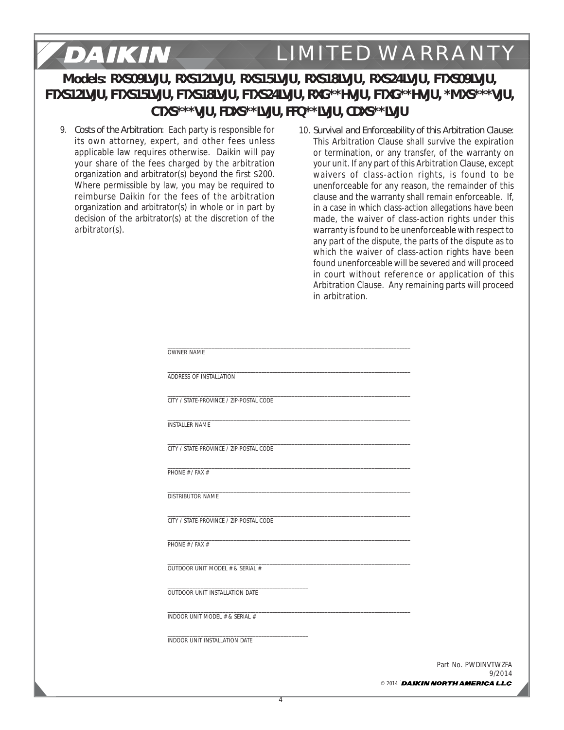# LIMITED WARRANTY

## Models: RXS09LVJU, RXS12LVJU, RXS15LVJU, RXS18LVJU, RXS24LVJU, FTXS09LVJU, FTXS12LVJU, FTXS15LVJU, FTXS18LVJU, FTXS24LVJU, RXG**HVJU, FTXG**HVJU, *MXS***VJU, CTXS***VJU, FDXS**LVJU, FFQ**LVJU, CDXS**LVJU

9. Costs of the Arbitration: Each party is responsible for its own attorney, expert, and other fees unless applicable law requires otherwise. Daikin will pay your share of the fees charged by the arbitration organization and arbitrator(s) beyond the first $200. Where permissible by law, you may be required to reimburse Daikin for the fees of the arbitration organization and arbitrator(s) in whole or in part by decision of the arbitrator(s) at the discretion of the arbitrator(s).

10. Survival and Enforceability of this Arbitration Clause: This Arbitration Clause shall survive the expiration or termination, or any transfer, of the warranty on your unit. If any part of this Arbitration Clause, except waivers of class-action rights, is found to be unenforceable for any reason, the remainder of this clause and the warranty shall remain enforceable. If, in a case in which class-action allegations have been made, the waiver of class-action rights under this warranty is found to be unenforceable with respect to any part of the dispute, the parts of the dispute as to which the waiver of class-action rights have been found unenforceable will be severed and will proceed in court without reference or application of this Arbitration Clause. Any remaining parts will proceed in arbitration.

______________________________
OWNER NAME

______________________________
ADDRESS OF INSTALLATION

______________________________
CITY / STATE-PROVINCE / ZIP-POSTAL CODE

______________________________
INSTALLER NAME

______________________________
CITY / STATE-PROVINCE / ZIP-POSTAL CODE

______________________________
PHONE # / FAX #

______________________________
DISTRIBUTOR NAME

______________________________
CITY / STATE-PROVINCE / ZIP-POSTAL CODE

______________________________
PHONE # / FAX #

______________________________
OUTDOOR UNIT MODEL # & SERIAL #

______________________________
OUTDOOR UNIT INSTALLATION DATE

______________________________
INDOOR UNIT MODEL # & SERIAL #

______________________________
INDOOR UNIT INSTALLATION DATE

Part No. PWDINVTWZFA
9/2014
© 2014 DAIKIN NORTH AMERICA LLC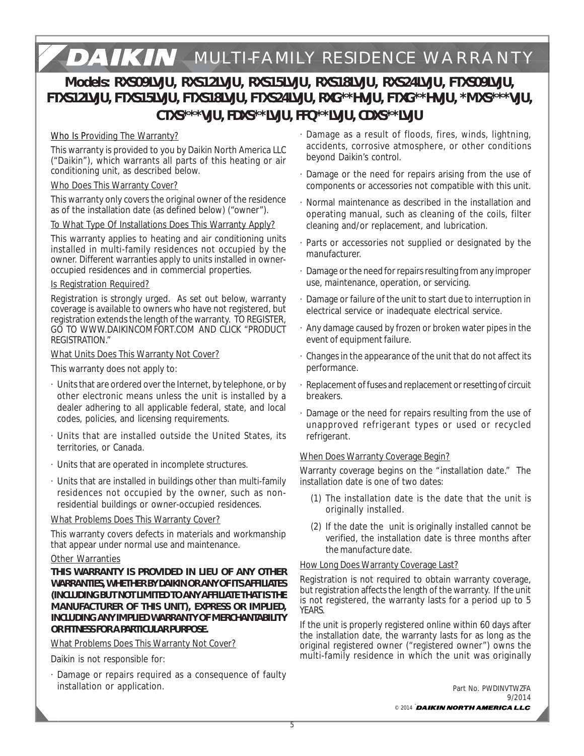# DAIKIN MULTI-FAMILY RESIDENCE WARRANTY

## Models: RXS09LVJU, RXS12LVJU, RXS15LVJU, RXS18LVJU, RXS24LVJU, FTXS09LVJU, FTXS12LVJU, FTXS15LVJU, FTXS18LVJU, FTXS24LVJU, RXG**HVJU, FTXG**HVJU, *MXS***VJU, CTXS***VJU, FDXS**LVJU, FFQ**LVJU, CDXS**LVJU

Who Is Providing The Warranty?

This warranty is provided to you by Daikin North America LLC ("Daikin"), which warrants all parts of this heating or air conditioning unit, as described below.

Who Does This Warranty Cover?

This warranty only covers the original owner of the residence as of the installation date (as defined below) ("owner").

To What Type Of Installations Does This Warranty Apply?

This warranty applies to heating and air conditioning units installed in multi-family residences not occupied by the owner. Different warranties apply to units installed in owner-occupied residences and in commercial properties.

Is Registration Required?

Registration is strongly urged. As set out below, warranty coverage is available to owners who have not registered, but registration extends the length of the warranty. TO REGISTER, GO TO WWW.DAIKINCOMFORT.COM AND CLICK "PRODUCT REGISTRATION."

What Units Does This Warranty Not Cover?

This warranty does not apply to:

- Units that are ordered over the Internet, by telephone, or by other electronic means unless the unit is installed by a dealer adhering to all applicable federal, state, and local codes, policies, and licensing requirements.
- Units that are installed outside the United States, its territories, or Canada.
- Units that are operated in incomplete structures.
- Units that are installed in buildings other than multi-family residences not occupied by the owner, such as non-residential buildings or owner-occupied residences.

What Problems Does This Warranty Cover?

This warranty covers defects in materials and workmanship that appear under normal use and maintenance.

Other Warranties

**THIS WARRANTY IS PROVIDED IN LIEU OF ANY OTHER WARRANTIES, WHETHER BY DAIKIN OR ANY OF ITS AFFILIATES (INCLUDING BUT NOT LIMITED TO ANY AFFILIATE THAT IS THE MANUFACTURER OF THIS UNIT), EXPRESS OR IMPLIED, INCLUDING ANY IMPLIED WARRANTY OF MERCHANTABILITY OR FITNESS FOR A PARTICULAR PURPOSE.**

What Problems Does This Warranty Not Cover?

Daikin is not responsible for:

- Damage or repairs required as a consequence of faulty installation or application.
- Damage as a result of floods, fires, winds, lightning, accidents, corrosive atmosphere, or other conditions beyond Daikin's control.
- Damage or the need for repairs arising from the use of components or accessories not compatible with this unit.
- Normal maintenance as described in the installation and operating manual, such as cleaning of the coils, filter cleaning and/or replacement, and lubrication.
- Parts or accessories not supplied or designated by the manufacturer.
- Damage or the need for repairs resulting from any improper use, maintenance, operation, or servicing.
- Damage or failure of the unit to start due to interruption in electrical service or inadequate electrical service.
- Any damage caused by frozen or broken water pipes in the event of equipment failure.
- Changes in the appearance of the unit that do not affect its performance.
- Replacement of fuses and replacement or resetting of circuit breakers.
- Damage or the need for repairs resulting from the use of unapproved refrigerant types or used or recycled refrigerant.

When Does Warranty Coverage Begin?

Warranty coverage begins on the "installation date." The installation date is one of two dates:

(1) The installation date is the date that the unit is originally installed.

(2) If the date the unit is originally installed cannot be verified, the installation date is three months after the manufacture date.

How Long Does Warranty Coverage Last?

Registration is not required to obtain warranty coverage, but registration affects the length of the warranty. If the unit is not registered, the warranty lasts for a period up to 5 YEARS.

If the unit is properly registered online within 60 days after the installation date, the warranty lasts for as long as the original registered owner ("registered owner") owns the multi-family residence in which the unit was originally

Part No. PWDINVTWZFA
9/2014
© 2014 DAIKIN NORTH AMERICA LLC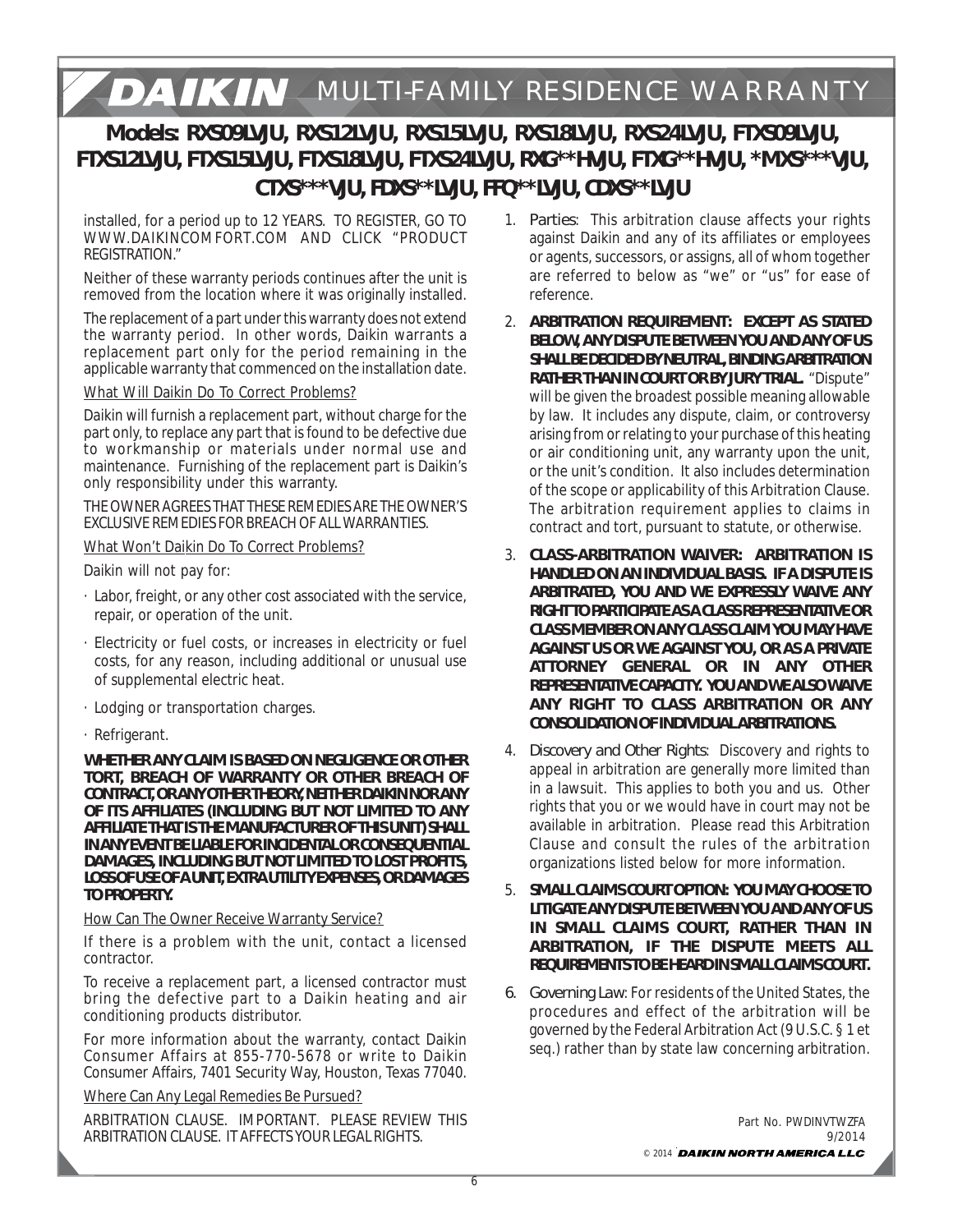# DAIKIN MULTI-FAMILY RESIDENCE WARRANTY

## Models: RXS09LVJU, RXS12LVJU, RXS15LVJU, RXS18LVJU, RXS24LVJU, FTXS09LVJU, FTXS12LVJU, FTXS15LVJU, FTXS18LVJU, FTXS24LVJU, RXG**HVJU, FTXG**HVJU, *MXS***VJU, CTXS***VJU, FDXS**LVJU, FFQ**LVJU, CDXS**LVJU

installed, for a period up to 12 YEARS. TO REGISTER, GO TO WWW.DAIKINCOMFORT.COM AND CLICK "PRODUCT REGISTRATION."

Neither of these warranty periods continues after the unit is removed from the location where it was originally installed.

The replacement of a part under this warranty does not extend the warranty period. In other words, Daikin warrants a replacement part only for the period remaining in the applicable warranty that commenced on the installation date.

What Will Daikin Do To Correct Problems?

Daikin will furnish a replacement part, without charge for the part only, to replace any part that is found to be defective due to workmanship or materials under normal use and maintenance. Furnishing of the replacement part is Daikin's only responsibility under this warranty.

THE OWNER AGREES THAT THESE REMEDIES ARE THE OWNER'S EXCLUSIVE REMEDIES FOR BREACH OF ALL WARRANTIES.

What Won't Daikin Do To Correct Problems?

Daikin will not pay for:

- Labor, freight, or any other cost associated with the service, repair, or operation of the unit.
- Electricity or fuel costs, or increases in electricity or fuel costs, for any reason, including additional or unusual use of supplemental electric heat.
- Lodging or transportation charges.
- Refrigerant.

**WHETHER ANY CLAIM IS BASED ON NEGLIGENCE OR OTHER TORT, BREACH OF WARRANTY OR OTHER BREACH OF CONTRACT, OR ANY OTHER THEORY, NEITHER DAIKIN NOR ANY OF ITS AFFILIATES (INCLUDING BUT NOT LIMITED TO ANY AFFILIATE THAT IS THE MANUFACTURER OF THIS UNIT) SHALL IN ANY EVENT BE LIABLE FOR INCIDENTAL OR CONSEQUENTIAL DAMAGES, INCLUDING BUT NOT LIMITED TO LOST PROFITS, LOSS OF USE OF A UNIT, EXTRA UTILITY EXPENSES, OR DAMAGES TO PROPERTY.**

How Can The Owner Receive Warranty Service?

If there is a problem with the unit, contact a licensed contractor.

To receive a replacement part, a licensed contractor must bring the defective part to a Daikin heating and air conditioning products distributor.

For more information about the warranty, contact Daikin Consumer Affairs at 855-770-5678 or write to Daikin Consumer Affairs, 7401 Security Way, Houston, Texas 77040.

Where Can Any Legal Remedies Be Pursued?

ARBITRATION CLAUSE. IMPORTANT. PLEASE REVIEW THIS ARBITRATION CLAUSE. IT AFFECTS YOUR LEGAL RIGHTS.

1. Parties: This arbitration clause affects your rights against Daikin and any of its affiliates or employees or agents, successors, or assigns, all of whom together are referred to below as "we" or "us" for ease of reference.
2. **ARBITRATION REQUIREMENT: EXCEPT AS STATED BELOW, ANY DISPUTE BETWEEN YOU AND ANY OF US SHALL BE DECIDED BY NEUTRAL, BINDING ARBITRATION RATHER THAN IN COURT OR BY JURY TRIAL.** "Dispute" will be given the broadest possible meaning allowable by law. It includes any dispute, claim, or controversy arising from or relating to your purchase of this heating or air conditioning unit, any warranty upon the unit, or the unit's condition. It also includes determination of the scope or applicability of this Arbitration Clause. The arbitration requirement applies to claims in contract and tort, pursuant to statute, or otherwise.
3. **CLASS-ARBITRATION WAIVER: ARBITRATION IS HANDLED ON AN INDIVIDUAL BASIS. IF A DISPUTE IS ARBITRATED, YOU AND WE EXPRESSLY WAIVE ANY RIGHT TO PARTICIPATE AS A CLASS REPRESENTATIVE OR CLASS MEMBER ON ANY CLASS CLAIM YOU MAY HAVE AGAINST US OR WE AGAINST YOU, OR AS A PRIVATE ATTORNEY GENERAL OR IN ANY OTHER REPRESENTATIVE CAPACITY. YOU AND WE ALSO WAIVE ANY RIGHT TO CLASS ARBITRATION OR ANY CONSOLIDATION OF INDIVIDUAL ARBITRATIONS.**
4. Discovery and Other Rights: Discovery and rights to appeal in arbitration are generally more limited than in a lawsuit. This applies to both you and us. Other rights that you or we would have in court may not be available in arbitration. Please read this Arbitration Clause and consult the rules of the arbitration organizations listed below for more information.
5. **SMALL CLAIMS COURT OPTION: YOU MAY CHOOSE TO LITIGATE ANY DISPUTE BETWEEN YOU AND ANY OF US IN SMALL CLAIMS COURT, RATHER THAN IN ARBITRATION, IF THE DISPUTE MEETS ALL REQUIREMENTS TO BE HEARD IN SMALL CLAIMS COURT.**
6. Governing Law: For residents of the United States, the procedures and effect of the arbitration will be governed by the Federal Arbitration Act (9 U.S.C. § 1 et seq.) rather than by state law concerning arbitration.

Part No. PWDINVTWZFA
9/2014
© 2014 DAIKIN NORTH AMERICA LLC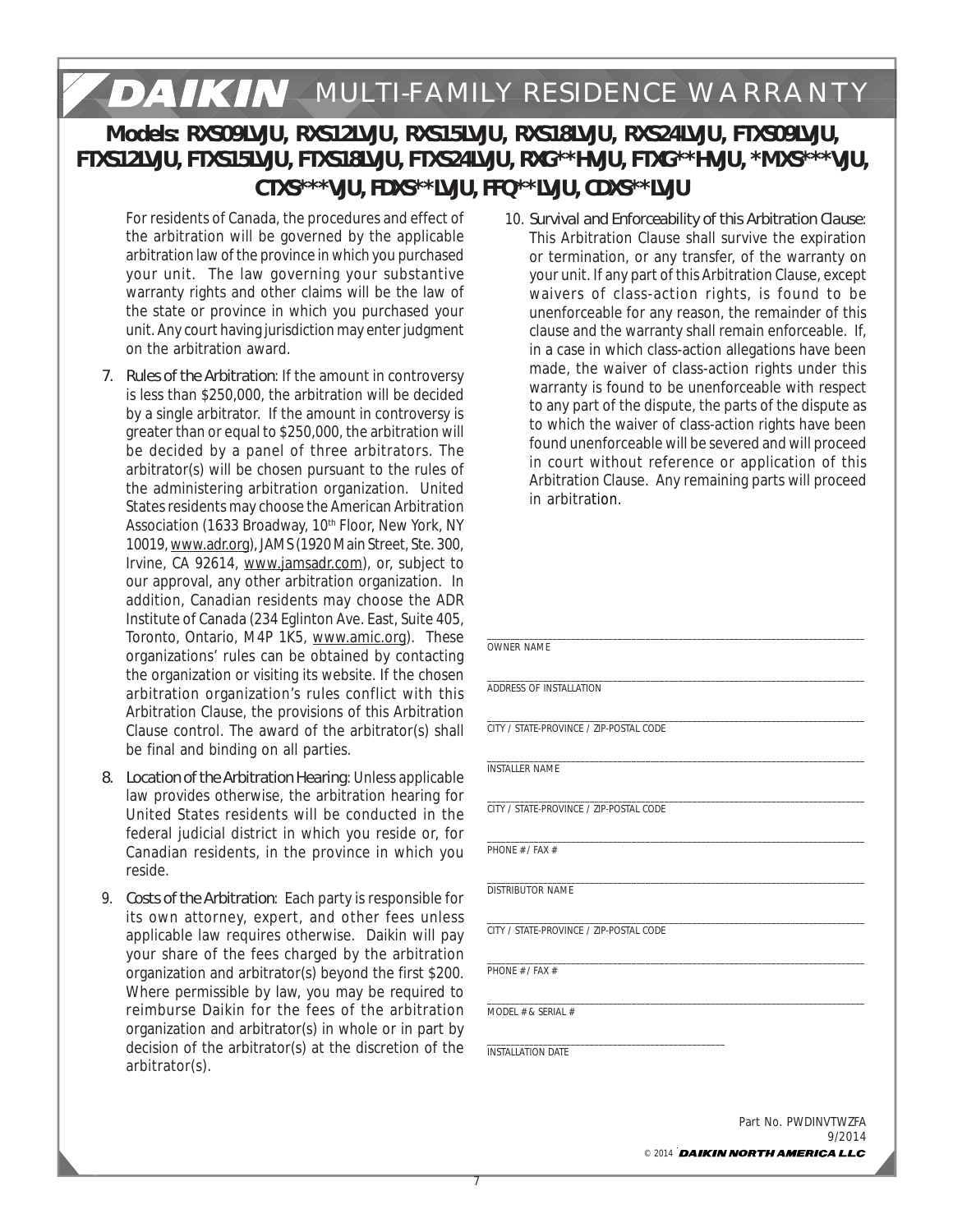# DAIKIN MULTI-FAMILY RESIDENCE WARRANTY

## Models: RXS09LVJU, RXS12LVJU, RXS15LVJU, RXS18LVJU, RXS24LVJU, FTXS09LVJU, FTXS12LVJU, FTXS15LVJU, FTXS18LVJU, FTXS24LVJU, RXG**HVJU, FTXG**HVJU, *MXS***VJU, CTXS***VJU, FDXS**LVJU, FFQ**LVJU, CDXS**LVJU

For residents of Canada, the procedures and effect of the arbitration will be governed by the applicable arbitration law of the province in which you purchased your unit. The law governing your substantive warranty rights and other claims will be the law of the state or province in which you purchased your unit. Any court having jurisdiction may enter judgment on the arbitration award.

7. Rules of the Arbitration: If the amount in controversy is less than $250,000, the arbitration will be decided by a single arbitrator. If the amount in controversy is greater than or equal to $250,000, the arbitration will be decided by a panel of three arbitrators. The arbitrator(s) will be chosen pursuant to the rules of the administering arbitration organization. United States residents may choose the American Arbitration Association (1633 Broadway, 10th Floor, New York, NY 10019, www.adr.org), JAMS (1920 Main Street, Ste. 300, Irvine, CA 92614, www.jamsadr.com), or, subject to our approval, any other arbitration organization. In addition, Canadian residents may choose the ADR Institute of Canada (234 Eglinton Ave. East, Suite 405, Toronto, Ontario, M4P 1K5, www.amic.org). These organizations' rules can be obtained by contacting the organization or visiting its website. If the chosen arbitration organization's rules conflict with this Arbitration Clause, the provisions of this Arbitration Clause control. The award of the arbitrator(s) shall be final and binding on all parties.

8. Location of the Arbitration Hearing: Unless applicable law provides otherwise, the arbitration hearing for United States residents will be conducted in the federal judicial district in which you reside or, for Canadian residents, in the province in which you reside.

9. Costs of the Arbitration: Each party is responsible for its own attorney, expert, and other fees unless applicable law requires otherwise. Daikin will pay your share of the fees charged by the arbitration organization and arbitrator(s) beyond the first $200. Where permissible by law, you may be required to reimburse Daikin for the fees of the arbitration organization and arbitrator(s) in whole or in part by decision of the arbitrator(s) at the discretion of the arbitrator(s).

10. Survival and Enforceability of this Arbitration Clause: This Arbitration Clause shall survive the expiration or termination, or any transfer, of the warranty on your unit. If any part of this Arbitration Clause, except waivers of class-action rights, is found to be unenforceable for any reason, the remainder of this clause and the warranty shall remain enforceable. If, in a case in which class-action allegations have been made, the waiver of class-action rights under this warranty is found to be unenforceable with respect to any part of the dispute, the parts of the dispute as to which the waiver of class-action rights have been found unenforceable will be severed and will proceed in court without reference or application of this Arbitration Clause. Any remaining parts will proceed in arbitration.

\_\_\_\_\_\_\_\_\_\_\_\_\_\_\_\_\_\_\_\_\_\_\_\_\_\_\_\_\_\_\_\_\_\_\_\_\_\_\_\_
OWNER NAME

\_\_\_\_\_\_\_\_\_\_\_\_\_\_\_\_\_\_\_\_\_\_\_\_\_\_\_\_\_\_\_\_\_\_\_\_\_\_\_\_
ADDRESS OF INSTALLATION

\_\_\_\_\_\_\_\_\_\_\_\_\_\_\_\_\_\_\_\_\_\_\_\_\_\_\_\_\_\_\_\_\_\_\_\_\_\_\_\_
CITY / STATE-PROVINCE / ZIP-POSTAL CODE

\_\_\_\_\_\_\_\_\_\_\_\_\_\_\_\_\_\_\_\_\_\_\_\_\_\_\_\_\_\_\_\_\_\_\_\_\_\_\_\_
INSTALLER NAME

\_\_\_\_\_\_\_\_\_\_\_\_\_\_\_\_\_\_\_\_\_\_\_\_\_\_\_\_\_\_\_\_\_\_\_\_\_\_\_\_
CITY / STATE-PROVINCE / ZIP-POSTAL CODE

\_\_\_\_\_\_\_\_\_\_\_\_\_\_\_\_\_\_\_\_\_\_\_\_\_\_\_\_\_\_\_\_\_\_\_\_\_\_\_\_
PHONE # / FAX #

\_\_\_\_\_\_\_\_\_\_\_\_\_\_\_\_\_\_\_\_\_\_\_\_\_\_\_\_\_\_\_\_\_\_\_\_\_\_\_\_
DISTRIBUTOR NAME

\_\_\_\_\_\_\_\_\_\_\_\_\_\_\_\_\_\_\_\_\_\_\_\_\_\_\_\_\_\_\_\_\_\_\_\_\_\_\_\_
CITY / STATE-PROVINCE / ZIP-POSTAL CODE

\_\_\_\_\_\_\_\_\_\_\_\_\_\_\_\_\_\_\_\_\_\_\_\_\_\_\_\_\_\_\_\_\_\_\_\_\_\_\_\_
PHONE # / FAX #

\_\_\_\_\_\_\_\_\_\_\_\_\_\_\_\_\_\_\_\_\_\_\_\_\_\_\_\_\_\_\_\_\_\_\_\_\_\_\_\_
MODEL # & SERIAL #

\_\_\_\_\_\_\_\_\_\_\_\_\_\_\_\_\_\_\_\_\_\_\_\_\_\_
INSTALLATION DATE

Part No. PWDINVTWZFA
9/2014
© 2014 DAIKIN NORTH AMERICA LLC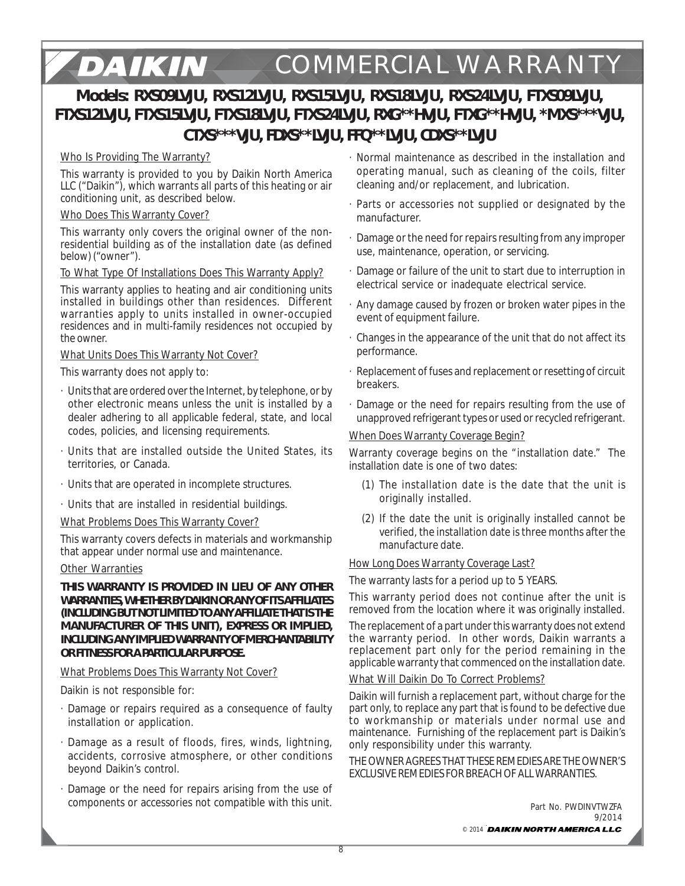# DAIKIN COMMERCIAL WARRANTY

## Models: RXS09LVJU, RXS12LVJU, RXS15LVJU, RXS18LVJU, RXS24LVJU, FTXS09LVJU, FTXS12LVJU, FTXS15LVJU, FTXS18LVJU, FTXS24LVJU, RXG**HVJU, FTXG**HVJU, *MXS***VJU, CTXS***VJU, FDXS**LVJU, FFQ**LVJU, CDXS**LVJU

Who Is Providing The Warranty?

This warranty is provided to you by Daikin North America LLC ("Daikin"), which warrants all parts of this heating or air conditioning unit, as described below.

Who Does This Warranty Cover?

This warranty only covers the original owner of the non-residential building as of the installation date (as defined below) ("owner").

To What Type Of Installations Does This Warranty Apply?

This warranty applies to heating and air conditioning units installed in buildings other than residences. Different warranties apply to units installed in owner-occupied residences and in multi-family residences not occupied by the owner.

What Units Does This Warranty Not Cover?

This warranty does not apply to:

- Units that are ordered over the Internet, by telephone, or by other electronic means unless the unit is installed by a dealer adhering to all applicable federal, state, and local codes, policies, and licensing requirements.
- Units that are installed outside the United States, its territories, or Canada.
- Units that are operated in incomplete structures.
- Units that are installed in residential buildings.

What Problems Does This Warranty Cover?

This warranty covers defects in materials and workmanship that appear under normal use and maintenance.

Other Warranties

**THIS WARRANTY IS PROVIDED IN LIEU OF ANY OTHER WARRANTIES, WHETHER BY DAIKIN OR ANY OF ITS AFFILIATES (INCLUDING BUT NOT LIMITED TO ANY AFFILIATE THAT IS THE MANUFACTURER OF THIS UNIT), EXPRESS OR IMPLIED, INCLUDING ANY IMPLIED WARRANTY OF MERCHANTABILITY OR FITNESS FOR A PARTICULAR PURPOSE.**

What Problems Does This Warranty Not Cover?

Daikin is not responsible for:

- Damage or repairs required as a consequence of faulty installation or application.
- Damage as a result of floods, fires, winds, lightning, accidents, corrosive atmosphere, or other conditions beyond Daikin's control.
- Damage or the need for repairs arising from the use of components or accessories not compatible with this unit.
- Normal maintenance as described in the installation and operating manual, such as cleaning of the coils, filter cleaning and/or replacement, and lubrication.
- Parts or accessories not supplied or designated by the manufacturer.
- Damage or the need for repairs resulting from any improper use, maintenance, operation, or servicing.
- Damage or failure of the unit to start due to interruption in electrical service or inadequate electrical service.
- Any damage caused by frozen or broken water pipes in the event of equipment failure.
- Changes in the appearance of the unit that do not affect its performance.
- Replacement of fuses and replacement or resetting of circuit breakers.
- Damage or the need for repairs resulting from the use of unapproved refrigerant types or used or recycled refrigerant.

When Does Warranty Coverage Begin?

Warranty coverage begins on the "installation date." The installation date is one of two dates:

(1) The installation date is the date that the unit is originally installed.

(2) If the date the unit is originally installed cannot be verified, the installation date is three months after the manufacture date.

How Long Does Warranty Coverage Last?

The warranty lasts for a period up to 5 YEARS.

This warranty period does not continue after the unit is removed from the location where it was originally installed.

The replacement of a part under this warranty does not extend the warranty period. In other words, Daikin warrants a replacement part only for the period remaining in the applicable warranty that commenced on the installation date.

What Will Daikin Do To Correct Problems?

Daikin will furnish a replacement part, without charge for the part only, to replace any part that is found to be defective due to workmanship or materials under normal use and maintenance. Furnishing of the replacement part is Daikin's only responsibility under this warranty.

THE OWNER AGREES THAT THESE REMEDIES ARE THE OWNER'S EXCLUSIVE REMEDIES FOR BREACH OF ALL WARRANTIES.

Part No. PWDINVTWZFA
9/2014
© 2014 DAIKIN NORTH AMERICA LLC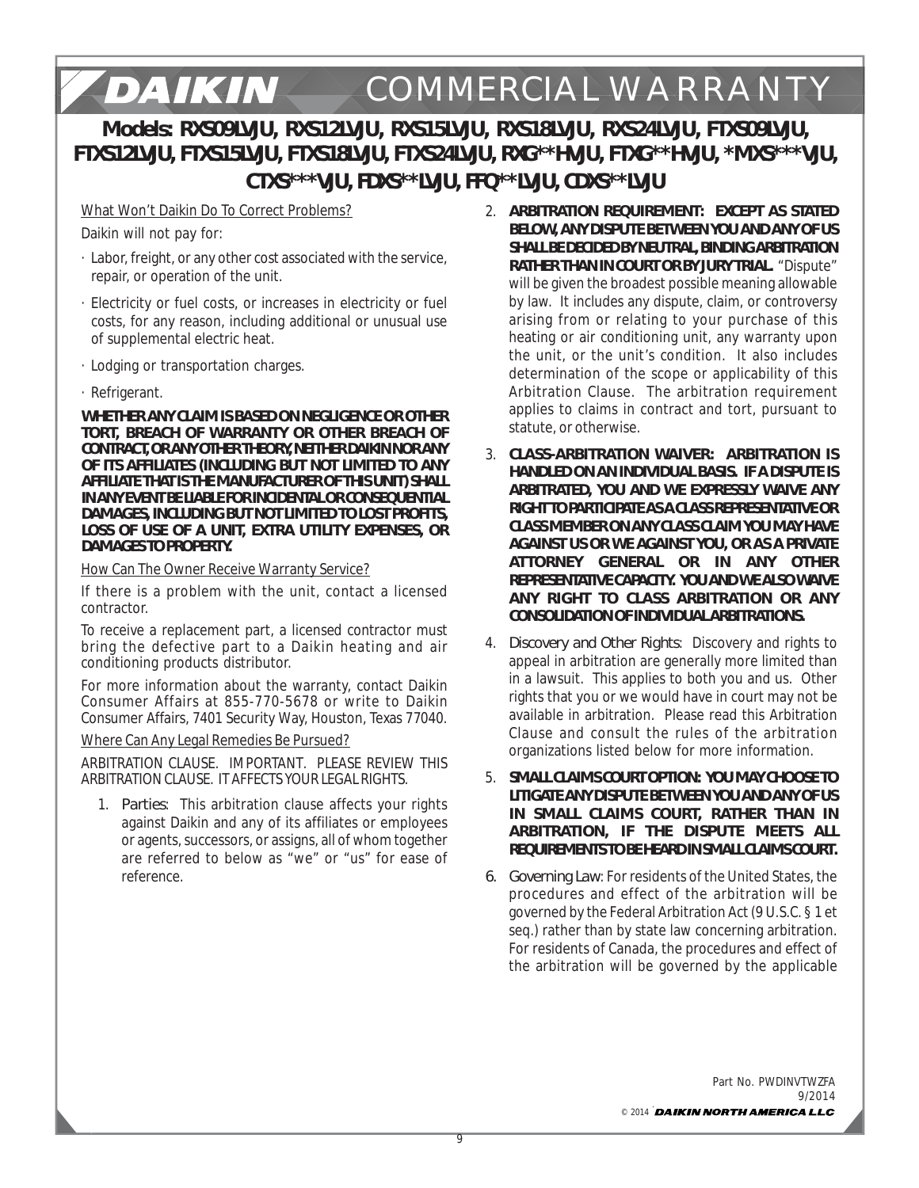# DAIKIN COMMERCIAL WARRANTY

## Models: RXS09LVJU, RXS12LVJU, RXS15LVJU, RXS18LVJU, RXS24LVJU, FTXS09LVJU, FTXS12LVJU, FTXS15LVJU, FTXS18LVJU, FTXS24LVJU, RXG**HVJU, FTXG**HVJU, *MXS***VJU, CTXS***VJU, FDXS**LVJU, FFQ**LVJU, CDXS**LVJU

What Won't Daikin Do To Correct Problems?

Daikin will not pay for:

- Labor, freight, or any other cost associated with the service, repair, or operation of the unit.
- Electricity or fuel costs, or increases in electricity or fuel costs, for any reason, including additional or unusual use of supplemental electric heat.
- Lodging or transportation charges.
- Refrigerant.

**WHETHER ANY CLAIM IS BASED ON NEGLIGENCE OR OTHER TORT, BREACH OF WARRANTY OR OTHER BREACH OF CONTRACT, OR ANY OTHER THEORY, NEITHER DAIKIN NOR ANY OF ITS AFFILIATES (INCLUDING BUT NOT LIMITED TO ANY AFFILIATE THAT IS THE MANUFACTURER OF THIS UNIT) SHALL IN ANY EVENT BE LIABLE FOR INCIDENTAL OR CONSEQUENTIAL DAMAGES, INCLUDING BUT NOT LIMITED TO LOST PROFITS, LOSS OF USE OF A UNIT, EXTRA UTILITY EXPENSES, OR DAMAGES TO PROPERTY.**

How Can The Owner Receive Warranty Service?

If there is a problem with the unit, contact a licensed contractor.

To receive a replacement part, a licensed contractor must bring the defective part to a Daikin heating and air conditioning products distributor.

For more information about the warranty, contact Daikin Consumer Affairs at 855-770-5678 or write to Daikin Consumer Affairs, 7401 Security Way, Houston, Texas 77040.

Where Can Any Legal Remedies Be Pursued?

ARBITRATION CLAUSE. IMPORTANT. PLEASE REVIEW THIS ARBITRATION CLAUSE. IT AFFECTS YOUR LEGAL RIGHTS.

1. Parties: This arbitration clause affects your rights against Daikin and any of its affiliates or employees or agents, successors, or assigns, all of whom together are referred to below as "we" or "us" for ease of reference.
2. **ARBITRATION REQUIREMENT: EXCEPT AS STATED BELOW, ANY DISPUTE BETWEEN YOU AND ANY OF US SHALL BE DECIDED BY NEUTRAL, BINDING ARBITRATION RATHER THAN IN COURT OR BY JURY TRIAL.** "Dispute" will be given the broadest possible meaning allowable by law. It includes any dispute, claim, or controversy arising from or relating to your purchase of this heating or air conditioning unit, any warranty upon the unit, or the unit's condition. It also includes determination of the scope or applicability of this Arbitration Clause. The arbitration requirement applies to claims in contract and tort, pursuant to statute, or otherwise.
3. **CLASS-ARBITRATION WAIVER: ARBITRATION IS HANDLED ON AN INDIVIDUAL BASIS. IF A DISPUTE IS ARBITRATED, YOU AND WE EXPRESSLY WAIVE ANY RIGHT TO PARTICIPATE AS A CLASS REPRESENTATIVE OR CLASS MEMBER ON ANY CLASS CLAIM YOU MAY HAVE AGAINST US OR WE AGAINST YOU, OR AS A PRIVATE ATTORNEY GENERAL OR IN ANY OTHER REPRESENTATIVE CAPACITY. YOU AND WE ALSO WAIVE ANY RIGHT TO CLASS ARBITRATION OR ANY CONSOLIDATION OF INDIVIDUAL ARBITRATIONS.**
4. Discovery and Other Rights: Discovery and rights to appeal in arbitration are generally more limited than in a lawsuit. This applies to both you and us. Other rights that you or we would have in court may not be available in arbitration. Please read this Arbitration Clause and consult the rules of the arbitration organizations listed below for more information.
5. **SMALL CLAIMS COURT OPTION: YOU MAY CHOOSE TO LITIGATE ANY DISPUTE BETWEEN YOU AND ANY OF US IN SMALL CLAIMS COURT, RATHER THAN IN ARBITRATION, IF THE DISPUTE MEETS ALL REQUIREMENTS TO BE HEARD IN SMALL CLAIMS COURT.**
6. Governing Law: For residents of the United States, the procedures and effect of the arbitration will be governed by the Federal Arbitration Act (9 U.S.C. § 1 et seq.) rather than by state law concerning arbitration. For residents of Canada, the procedures and effect of the arbitration will be governed by the applicable

Part No. PWDINVTWZFA
9/2014
© 2014 DAIKIN NORTH AMERICA LLC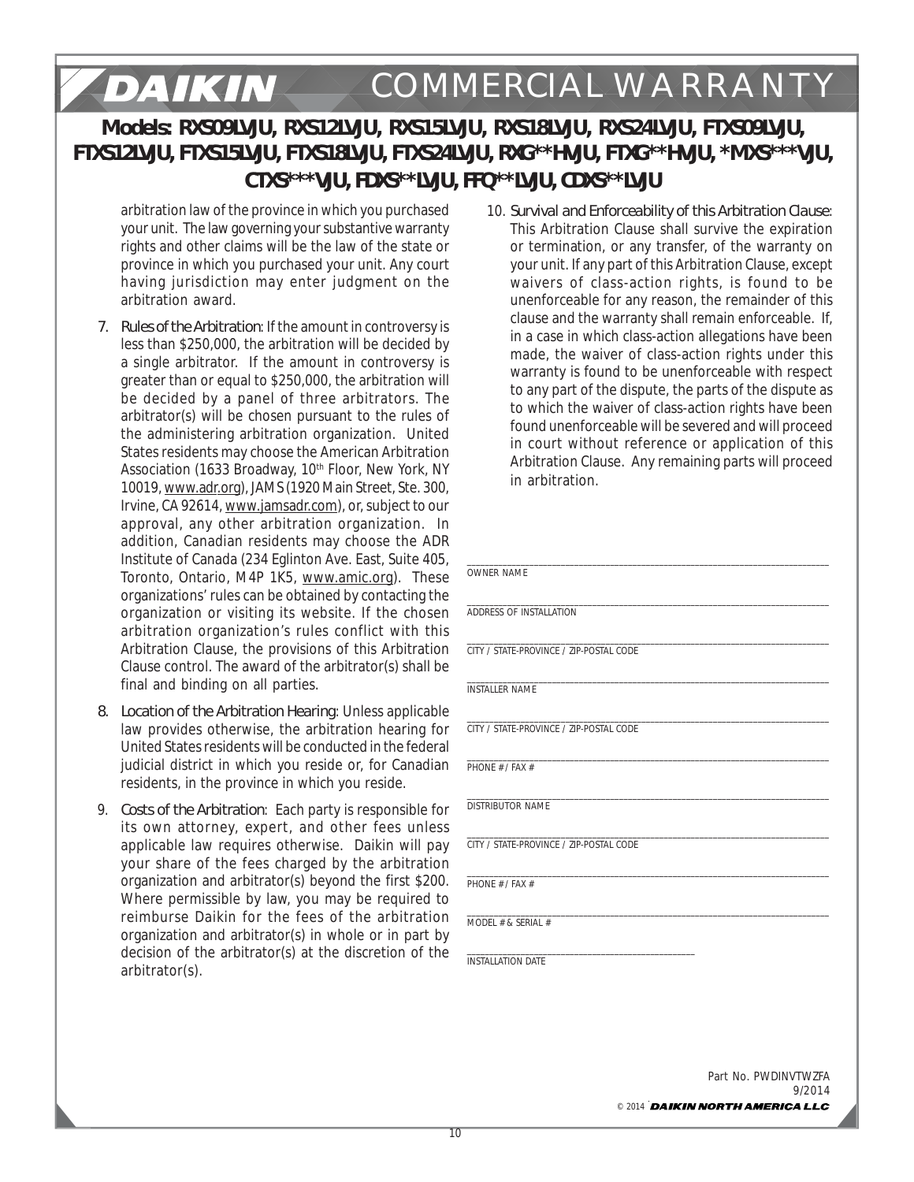# DAIKIN COMMERCIAL WARRANTY

## Models: RXS09LVJU, RXS12LVJU, RXS15LVJU, RXS18LVJU, RXS24LVJU, FTXS09LVJU, FTXS12LVJU, FTXS15LVJU, FTXS18LVJU, FTXS24LVJU, RXG**HVJU, FTXG**HVJU, *MXS***VJU, CTXS***VJU, FDXS**LVJU, FFQ**LVJU, CDXS**LVJU

arbitration law of the province in which you purchased your unit. The law governing your substantive warranty rights and other claims will be the law of the state or province in which you purchased your unit. Any court having jurisdiction may enter judgment on the arbitration award.

7. Rules of the Arbitration: If the amount in controversy is less than $250,000, the arbitration will be decided by a single arbitrator. If the amount in controversy is greater than or equal to $250,000, the arbitration will be decided by a panel of three arbitrators. The arbitrator(s) will be chosen pursuant to the rules of the administering arbitration organization. United States residents may choose the American Arbitration Association (1633 Broadway, 10th Floor, New York, NY 10019, www.adr.org), JAMS (1920 Main Street, Ste. 300, Irvine, CA 92614, www.jamsadr.com), or, subject to our approval, any other arbitration organization. In addition, Canadian residents may choose the ADR Institute of Canada (234 Eglinton Ave. East, Suite 405, Toronto, Ontario, M4P 1K5, www.amic.org). These organizations' rules can be obtained by contacting the organization or visiting its website. If the chosen arbitration organization's rules conflict with this Arbitration Clause, the provisions of this Arbitration Clause control. The award of the arbitrator(s) shall be final and binding on all parties.

8. Location of the Arbitration Hearing: Unless applicable law provides otherwise, the arbitration hearing for United States residents will be conducted in the federal judicial district in which you reside or, for Canadian residents, in the province in which you reside.

9. Costs of the Arbitration: Each party is responsible for its own attorney, expert, and other fees unless applicable law requires otherwise. Daikin will pay your share of the fees charged by the arbitration organization and arbitrator(s) beyond the first $200. Where permissible by law, you may be required to reimburse Daikin for the fees of the arbitration organization and arbitrator(s) in whole or in part by decision of the arbitrator(s) at the discretion of the arbitrator(s).

10. Survival and Enforceability of this Arbitration Clause: This Arbitration Clause shall survive the expiration or termination, or any transfer, of the warranty on your unit. If any part of this Arbitration Clause, except waivers of class-action rights, is found to be unenforceable for any reason, the remainder of this clause and the warranty shall remain enforceable. If, in a case in which class-action allegations have been made, the waiver of class-action rights under this warranty is found to be unenforceable with respect to any part of the dispute, the parts of the dispute as to which the waiver of class-action rights have been found unenforceable will be severed and will proceed in court without reference or application of this Arbitration Clause. Any remaining parts will proceed in arbitration.

\_\_\_\_\_\_\_\_\_\_\_\_\_\_\_\_\_\_\_\_\_\_\_\_\_\_\_\_\_\_\_\_\_\_\_\_\_\_\_\_
OWNER NAME

\_\_\_\_\_\_\_\_\_\_\_\_\_\_\_\_\_\_\_\_\_\_\_\_\_\_\_\_\_\_\_\_\_\_\_\_\_\_\_\_
ADDRESS OF INSTALLATION

\_\_\_\_\_\_\_\_\_\_\_\_\_\_\_\_\_\_\_\_\_\_\_\_\_\_\_\_\_\_\_\_\_\_\_\_\_\_\_\_
CITY / STATE-PROVINCE / ZIP-POSTAL CODE

\_\_\_\_\_\_\_\_\_\_\_\_\_\_\_\_\_\_\_\_\_\_\_\_\_\_\_\_\_\_\_\_\_\_\_\_\_\_\_\_
INSTALLER NAME

\_\_\_\_\_\_\_\_\_\_\_\_\_\_\_\_\_\_\_\_\_\_\_\_\_\_\_\_\_\_\_\_\_\_\_\_\_\_\_\_
CITY / STATE-PROVINCE / ZIP-POSTAL CODE

\_\_\_\_\_\_\_\_\_\_\_\_\_\_\_\_\_\_\_\_\_\_\_\_\_\_\_\_\_\_\_\_\_\_\_\_\_\_\_\_
PHONE # / FAX #

\_\_\_\_\_\_\_\_\_\_\_\_\_\_\_\_\_\_\_\_\_\_\_\_\_\_\_\_\_\_\_\_\_\_\_\_\_\_\_\_
DISTRIBUTOR NAME

\_\_\_\_\_\_\_\_\_\_\_\_\_\_\_\_\_\_\_\_\_\_\_\_\_\_\_\_\_\_\_\_\_\_\_\_\_\_\_\_
CITY / STATE-PROVINCE / ZIP-POSTAL CODE

\_\_\_\_\_\_\_\_\_\_\_\_\_\_\_\_\_\_\_\_\_\_\_\_\_\_\_\_\_\_\_\_\_\_\_\_\_\_\_\_
PHONE # / FAX #

\_\_\_\_\_\_\_\_\_\_\_\_\_\_\_\_\_\_\_\_\_\_\_\_\_\_\_\_\_\_\_\_\_\_\_\_\_\_\_\_
MODEL # & SERIAL #

\_\_\_\_\_\_\_\_\_\_\_\_\_\_\_\_\_\_\_\_\_\_\_\_
INSTALLATION DATE

Part No. PWDINVTWZFA
9/2014
© 2014 DAIKIN NORTH AMERICA LLC